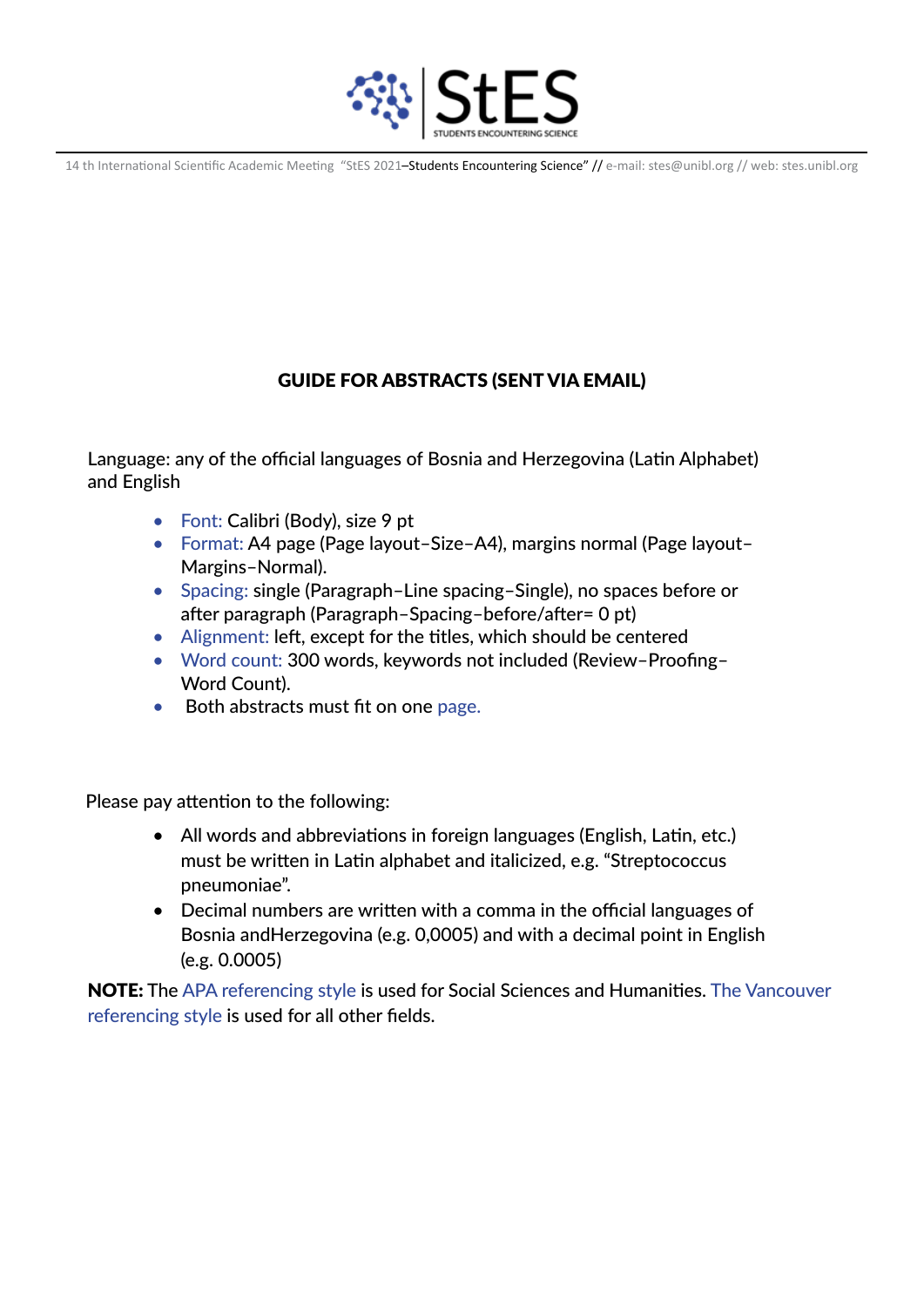## GUIDE FOR ABSTRACTS (SENT VIA EMAIL)

Language: any of the official languages of Bosnia and Herzegovina (Latin Alphabet) and English

- Font: Calibri (Body), size 9 pt
- Format: A4 page (Page layout–Size–A4), margins normal (Page layout–Margins–Normal).
- Spacing: single (Paragraph–Line spacing–Single), no spaces before or after paragraph (Paragraph–Spacing–before/after= 0 pt)
- Alignment: left, except for the titles, which should be centered
- Word count: 300 words, keywords not included (Review–Proofing–Word Count).
- Both abstracts must fit on one page.

Please pay attention to the following:

- All words and abbreviations in foreign languages (English, Latin, etc.) must be written in Latin alphabet and italicized, e.g. "Streptococcus pneumoniae".
- Decimal numbers are written with a comma in the official languages of Bosnia andHerzegovina (e.g. 0,0005) and with a decimal point in English (e.g. 0.0005)

**NOTE:** The APA referencing style is used for Social Sciences and Humanities. The Vancouver referencing style is used for all other fields.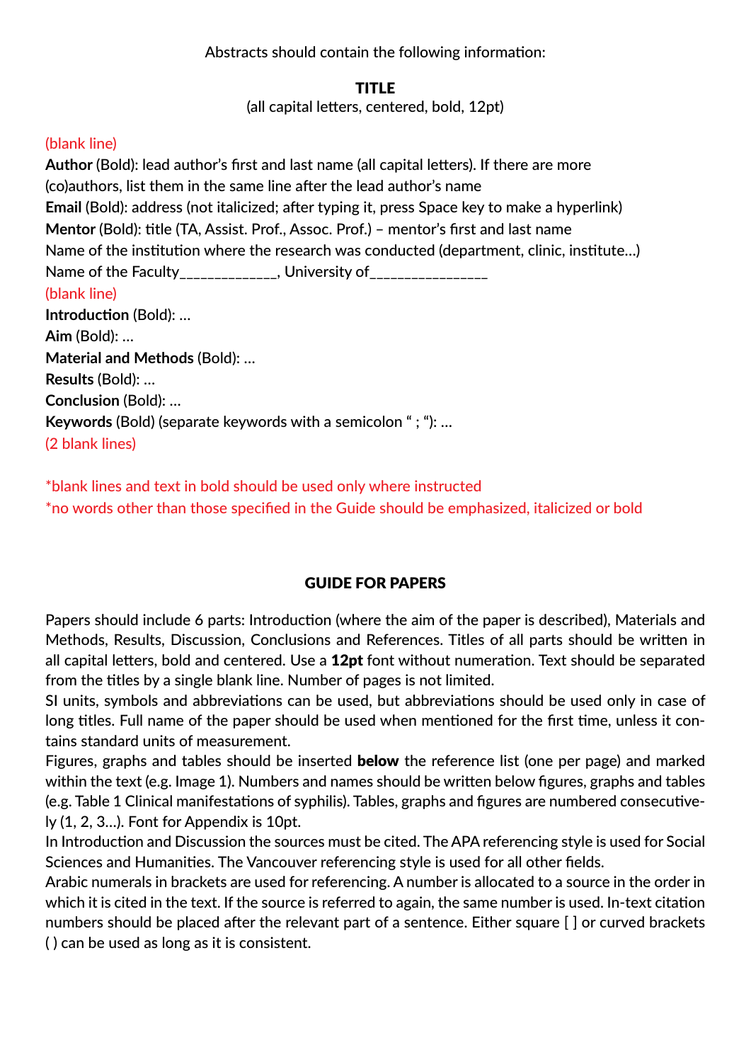Abstracts should contain the following information:

**TITLE**

(all capital letters, centered, bold, 12pt)

(blank line)

**Author** (Bold): lead author's first and last name (all capital letters). If there are more (co)authors, list them in the same line after the lead author's name

**Email** (Bold): address (not italicized; after typing it, press Space key to make a hyperlink)

**Mentor** (Bold): title (TA, Assist. Prof., Assoc. Prof.) – mentor's first and last name

Name of the institution where the research was conducted (department, clinic, institute...)

Name of the Faculty_____________, University of________________

(blank line)

**Introduction** (Bold): ...

**Aim** (Bold): ...

**Material and Methods** (Bold): ...

**Results** (Bold): ...

**Conclusion** (Bold): ...

**Keywords** (Bold) (separate keywords with a semicolon " ; "): ...

(2 blank lines)

*blank lines and text in bold should be used only where instructed

*no words other than those specified in the Guide should be emphasized, italicized or bold

## GUIDE FOR PAPERS

Papers should include 6 parts: Introduction (where the aim of the paper is described), Materials and Methods, Results, Discussion, Conclusions and References. Titles of all parts should be written in all capital letters, bold and centered. Use a **12pt** font without numeration. Text should be separated from the titles by a single blank line. Number of pages is not limited.

SI units, symbols and abbreviations can be used, but abbreviations should be used only in case of long titles. Full name of the paper should be used when mentioned for the first time, unless it contains standard units of measurement.

Figures, graphs and tables should be inserted **below** the reference list (one per page) and marked within the text (e.g. Image 1). Numbers and names should be written below figures, graphs and tables (e.g. Table 1 Clinical manifestations of syphilis). Tables, graphs and figures are numbered consecutively (1, 2, 3...). Font for Appendix is 10pt.

In Introduction and Discussion the sources must be cited. The APA referencing style is used for Social Sciences and Humanities. The Vancouver referencing style is used for all other fields.

Arabic numerals in brackets are used for referencing. A number is allocated to a source in the order in which it is cited in the text. If the source is referred to again, the same number is used. In-text citation numbers should be placed after the relevant part of a sentence. Either square [ ] or curved brackets ( ) can be used as long as it is consistent.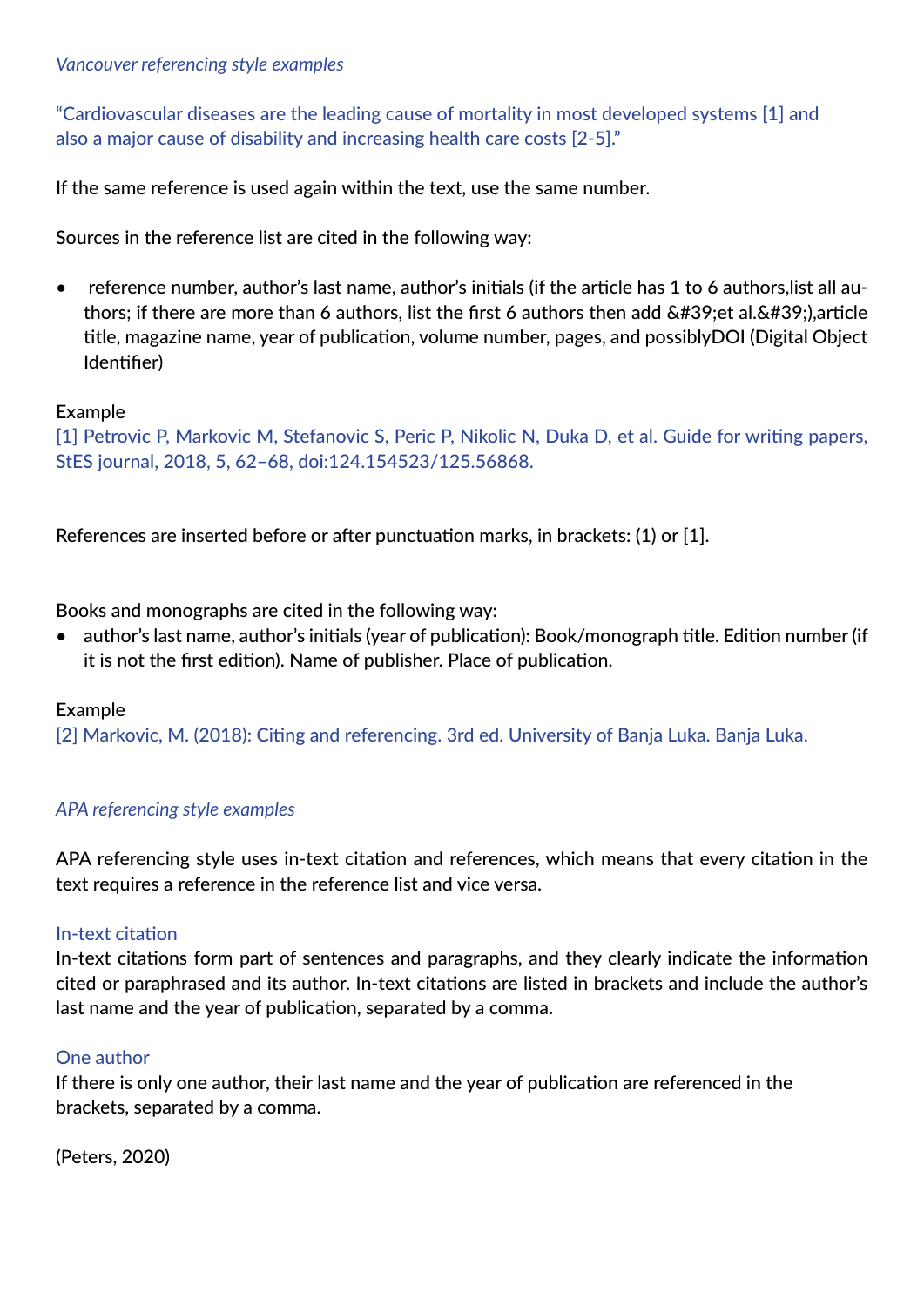*Vancouver referencing style examples*

"Cardiovascular diseases are the leading cause of mortality in most developed systems [1] and also a major cause of disability and increasing health care costs [2-5]."

If the same reference is used again within the text, use the same number.

Sources in the reference list are cited in the following way:

- reference number, author's last name, author's initials (if the article has 1 to 6 authors,list all authors; if there are more than 6 authors, list the first 6 authors then add &#39;et al.&#39;),article title, magazine name, year of publication, volume number, pages, and possiblyDOI (Digital Object Identifier)

Example
[1] Petrovic P, Markovic M, Stefanovic S, Peric P, Nikolic N, Duka D, et al. Guide for writing papers, StES journal, 2018, 5, 62–68, doi:124.154523/125.56868.

References are inserted before or after punctuation marks, in brackets: (1) or [1].

Books and monographs are cited in the following way:

- author's last name, author's initials (year of publication): Book/monograph title. Edition number (if it is not the first edition). Name of publisher. Place of publication.

Example
[2] Markovic, M. (2018): Citing and referencing. 3rd ed. University of Banja Luka. Banja Luka.

*APA referencing style examples*

APA referencing style uses in-text citation and references, which means that every citation in the text requires a reference in the reference list and vice versa.

### In-text citation

In-text citations form part of sentences and paragraphs, and they clearly indicate the information cited or paraphrased and its author. In-text citations are listed in brackets and include the author's last name and the year of publication, separated by a comma.

### One author

If there is only one author, their last name and the year of publication are referenced in the brackets, separated by a comma.

(Peters, 2020)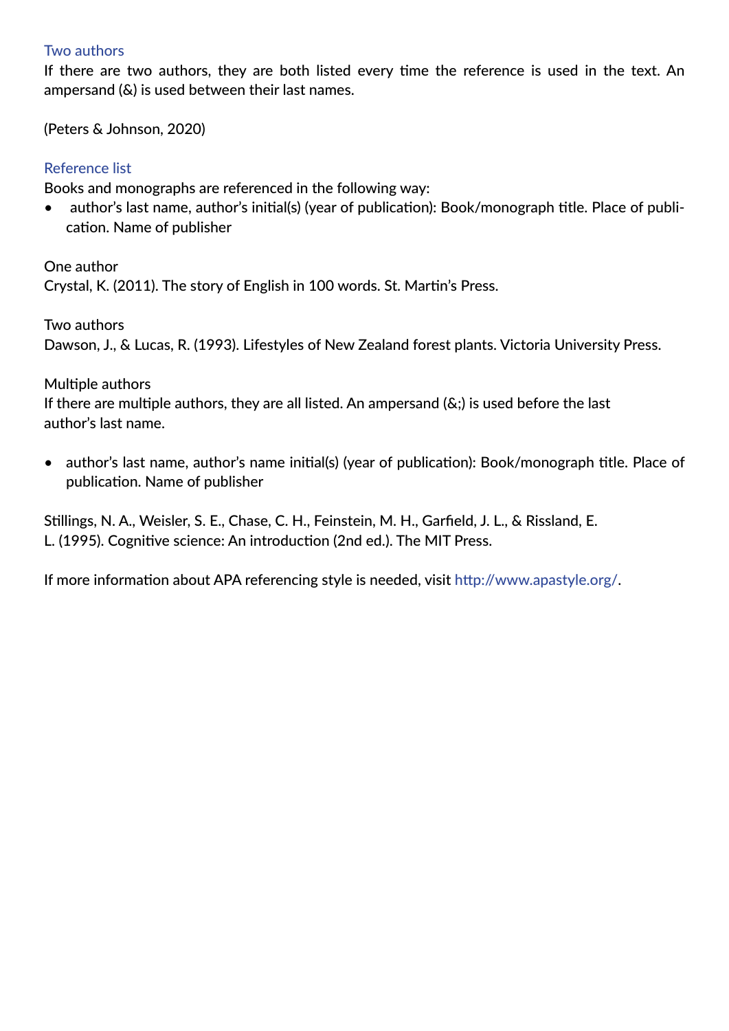### Two authors

If there are two authors, they are both listed every time the reference is used in the text. An ampersand (&) is used between their last names.

(Peters & Johnson, 2020)

### Reference list

Books and monographs are referenced in the following way:

- author's last name, author's initial(s) (year of publication): Book/monograph title. Place of publication. Name of publisher

One author

Crystal, K. (2011). The story of English in 100 words. St. Martin's Press.

Two authors

Dawson, J., & Lucas, R. (1993). Lifestyles of New Zealand forest plants. Victoria University Press.

Multiple authors

If there are multiple authors, they are all listed. An ampersand (&;) is used before the last author's last name.

- author's last name, author's name initial(s) (year of publication): Book/monograph title. Place of publication. Name of publisher

Stillings, N. A., Weisler, S. E., Chase, C. H., Feinstein, M. H., Garfield, J. L., & Rissland, E. L. (1995). Cognitive science: An introduction (2nd ed.). The MIT Press.

If more information about APA referencing style is needed, visit http://www.apastyle.org/.